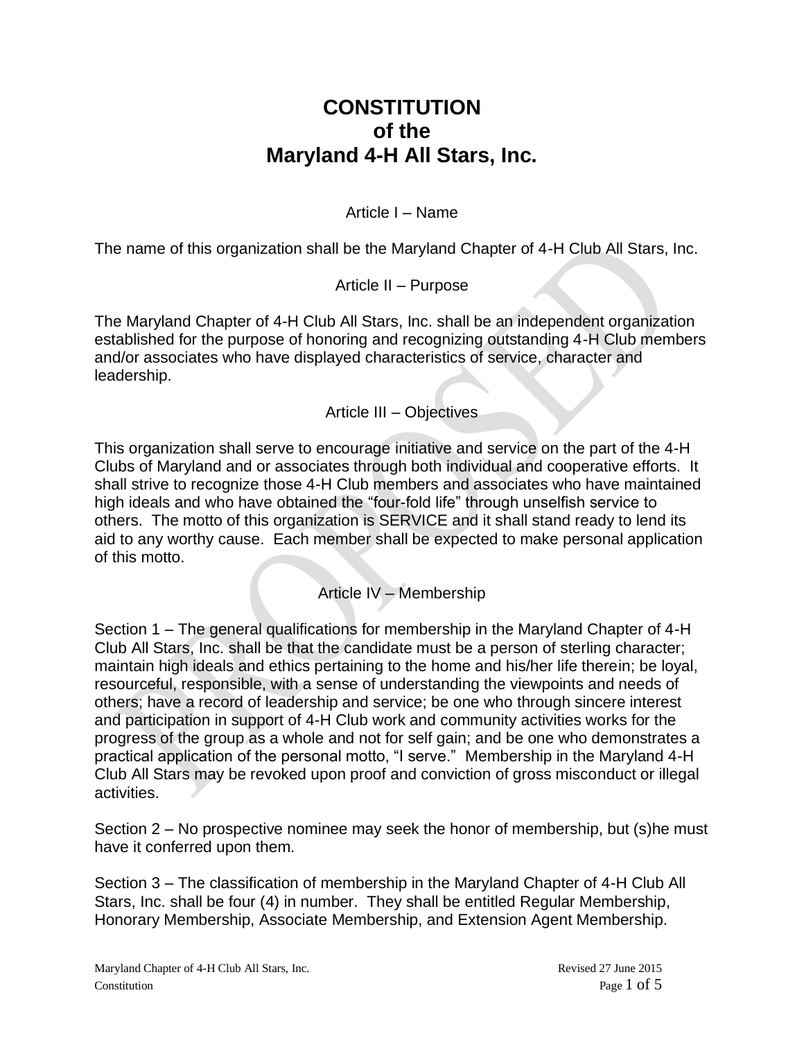# CONSTITUTION
# of the
# Maryland 4-H All Stars, Inc.

## Article I – Name

The name of this organization shall be the Maryland Chapter of 4-H Club All Stars, Inc.

## Article II – Purpose

The Maryland Chapter of 4-H Club All Stars, Inc. shall be an independent organization established for the purpose of honoring and recognizing outstanding 4-H Club members and/or associates who have displayed characteristics of service, character and leadership.

## Article III – Objectives

This organization shall serve to encourage initiative and service on the part of the 4-H Clubs of Maryland and or associates through both individual and cooperative efforts. It shall strive to recognize those 4-H Club members and associates who have maintained high ideals and who have obtained the "four-fold life" through unselfish service to others. The motto of this organization is SERVICE and it shall stand ready to lend its aid to any worthy cause. Each member shall be expected to make personal application of this motto.

## Article IV – Membership

Section 1 – The general qualifications for membership in the Maryland Chapter of 4-H Club All Stars, Inc. shall be that the candidate must be a person of sterling character; maintain high ideals and ethics pertaining to the home and his/her life therein; be loyal, resourceful, responsible, with a sense of understanding the viewpoints and needs of others; have a record of leadership and service; be one who through sincere interest and participation in support of 4-H Club work and community activities works for the progress of the group as a whole and not for self gain; and be one who demonstrates a practical application of the personal motto, "I serve." Membership in the Maryland 4-H Club All Stars may be revoked upon proof and conviction of gross misconduct or illegal activities.

Section 2 – No prospective nominee may seek the honor of membership, but (s)he must have it conferred upon them.

Section 3 – The classification of membership in the Maryland Chapter of 4-H Club All Stars, Inc. shall be four (4) in number. They shall be entitled Regular Membership, Honorary Membership, Associate Membership, and Extension Agent Membership.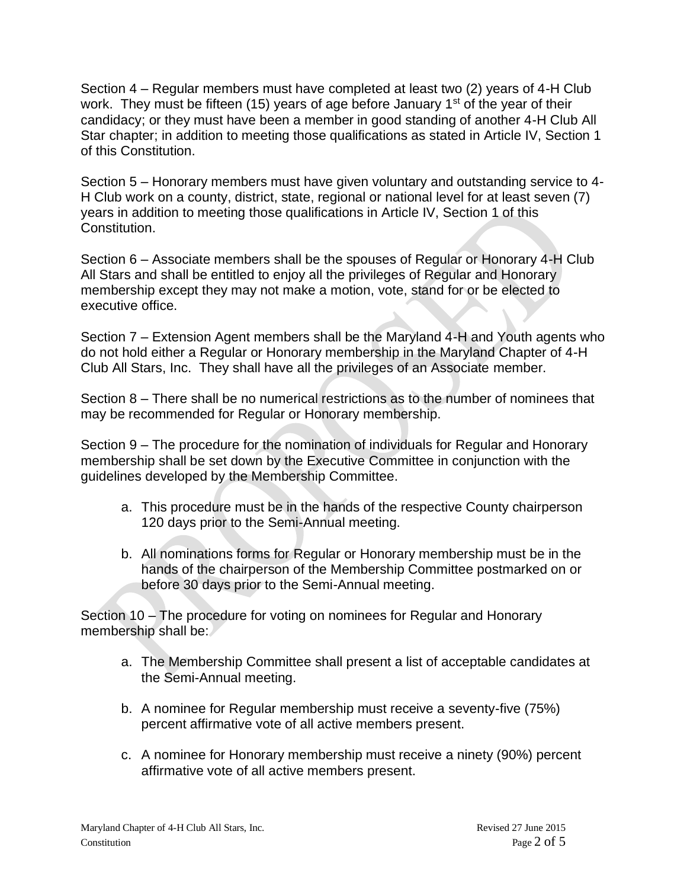Section 4 – Regular members must have completed at least two (2) years of 4-H Club work. They must be fifteen (15) years of age before January 1st of the year of their candidacy; or they must have been a member in good standing of another 4-H Club All Star chapter; in addition to meeting those qualifications as stated in Article IV, Section 1 of this Constitution.

Section 5 – Honorary members must have given voluntary and outstanding service to 4-H Club work on a county, district, state, regional or national level for at least seven (7) years in addition to meeting those qualifications in Article IV, Section 1 of this Constitution.

Section 6 – Associate members shall be the spouses of Regular or Honorary 4-H Club All Stars and shall be entitled to enjoy all the privileges of Regular and Honorary membership except they may not make a motion, vote, stand for or be elected to executive office.

Section 7 – Extension Agent members shall be the Maryland 4-H and Youth agents who do not hold either a Regular or Honorary membership in the Maryland Chapter of 4-H Club All Stars, Inc. They shall have all the privileges of an Associate member.

Section 8 – There shall be no numerical restrictions as to the number of nominees that may be recommended for Regular or Honorary membership.

Section 9 – The procedure for the nomination of individuals for Regular and Honorary membership shall be set down by the Executive Committee in conjunction with the guidelines developed by the Membership Committee.

a. This procedure must be in the hands of the respective County chairperson 120 days prior to the Semi-Annual meeting.

b. All nominations forms for Regular or Honorary membership must be in the hands of the chairperson of the Membership Committee postmarked on or before 30 days prior to the Semi-Annual meeting.

Section 10 – The procedure for voting on nominees for Regular and Honorary membership shall be:

a. The Membership Committee shall present a list of acceptable candidates at the Semi-Annual meeting.

b. A nominee for Regular membership must receive a seventy-five (75%) percent affirmative vote of all active members present.

c. A nominee for Honorary membership must receive a ninety (90%) percent affirmative vote of all active members present.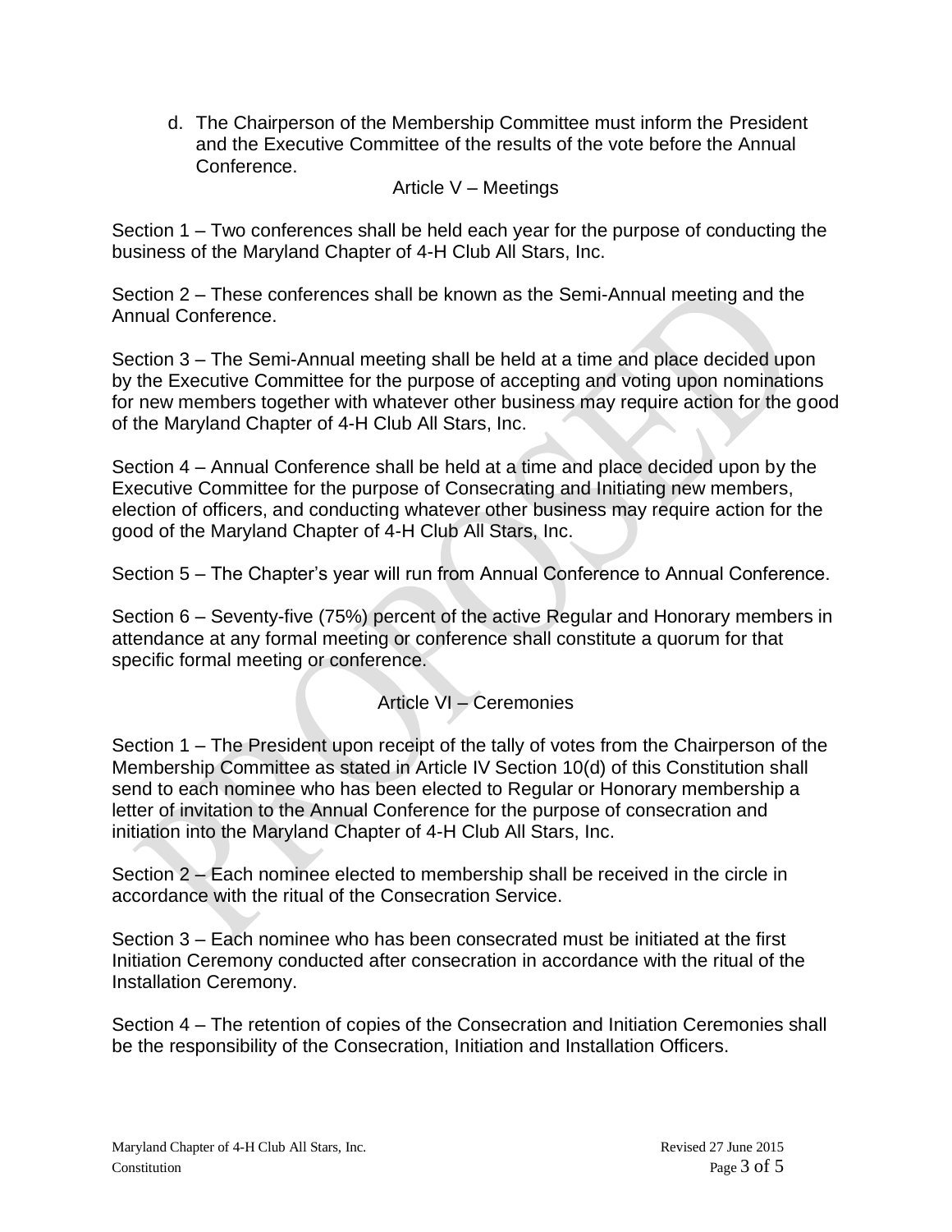d. The Chairperson of the Membership Committee must inform the President and the Executive Committee of the results of the vote before the Annual Conference.

## Article V – Meetings

Section 1 – Two conferences shall be held each year for the purpose of conducting the business of the Maryland Chapter of 4-H Club All Stars, Inc.

Section 2 – These conferences shall be known as the Semi-Annual meeting and the Annual Conference.

Section 3 – The Semi-Annual meeting shall be held at a time and place decided upon by the Executive Committee for the purpose of accepting and voting upon nominations for new members together with whatever other business may require action for the good of the Maryland Chapter of 4-H Club All Stars, Inc.

Section 4 – Annual Conference shall be held at a time and place decided upon by the Executive Committee for the purpose of Consecrating and Initiating new members, election of officers, and conducting whatever other business may require action for the good of the Maryland Chapter of 4-H Club All Stars, Inc.

Section 5 – The Chapter's year will run from Annual Conference to Annual Conference.

Section 6 – Seventy-five (75%) percent of the active Regular and Honorary members in attendance at any formal meeting or conference shall constitute a quorum for that specific formal meeting or conference.

## Article VI – Ceremonies

Section 1 – The President upon receipt of the tally of votes from the Chairperson of the Membership Committee as stated in Article IV Section 10(d) of this Constitution shall send to each nominee who has been elected to Regular or Honorary membership a letter of invitation to the Annual Conference for the purpose of consecration and initiation into the Maryland Chapter of 4-H Club All Stars, Inc.

Section 2 – Each nominee elected to membership shall be received in the circle in accordance with the ritual of the Consecration Service.

Section 3 – Each nominee who has been consecrated must be initiated at the first Initiation Ceremony conducted after consecration in accordance with the ritual of the Installation Ceremony.

Section 4 – The retention of copies of the Consecration and Initiation Ceremonies shall be the responsibility of the Consecration, Initiation and Installation Officers.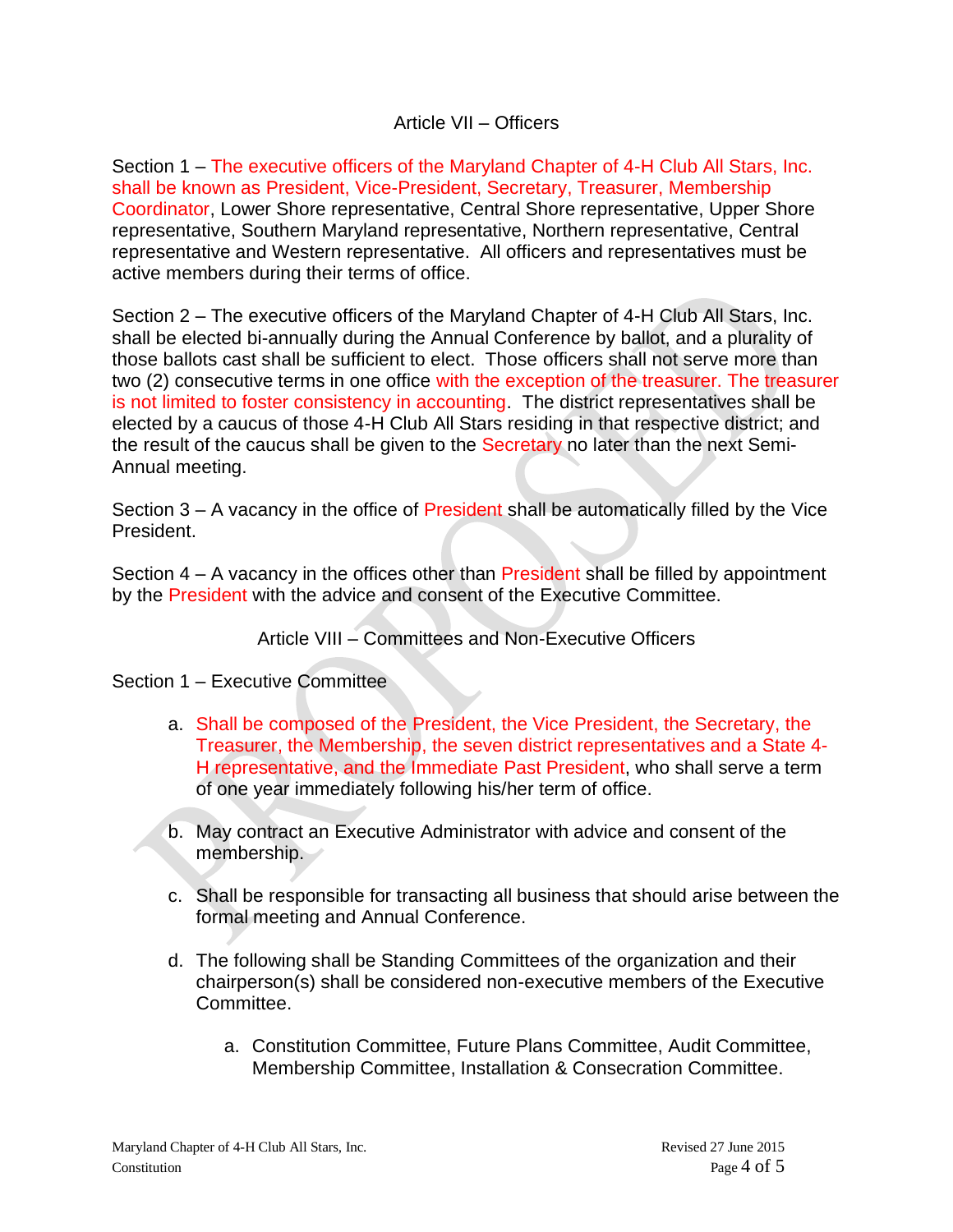## Article VII – Officers

Section 1 – The executive officers of the Maryland Chapter of 4-H Club All Stars, Inc. shall be known as President, Vice-President, Secretary, Treasurer, Membership Coordinator, Lower Shore representative, Central Shore representative, Upper Shore representative, Southern Maryland representative, Northern representative, Central representative and Western representative. All officers and representatives must be active members during their terms of office.

Section 2 – The executive officers of the Maryland Chapter of 4-H Club All Stars, Inc. shall be elected bi-annually during the Annual Conference by ballot, and a plurality of those ballots cast shall be sufficient to elect. Those officers shall not serve more than two (2) consecutive terms in one office with the exception of the treasurer. The treasurer is not limited to foster consistency in accounting. The district representatives shall be elected by a caucus of those 4-H Club All Stars residing in that respective district; and the result of the caucus shall be given to the Secretary no later than the next Semi-Annual meeting.

Section 3 – A vacancy in the office of President shall be automatically filled by the Vice President.

Section 4 – A vacancy in the offices other than President shall be filled by appointment by the President with the advice and consent of the Executive Committee.

## Article VIII – Committees and Non-Executive Officers

Section 1 – Executive Committee

a. Shall be composed of the President, the Vice President, the Secretary, the Treasurer, the Membership, the seven district representatives and a State 4-H representative, and the Immediate Past President, who shall serve a term of one year immediately following his/her term of office.

b. May contract an Executive Administrator with advice and consent of the membership.

c. Shall be responsible for transacting all business that should arise between the formal meeting and Annual Conference.

d. The following shall be Standing Committees of the organization and their chairperson(s) shall be considered non-executive members of the Executive Committee.

    a. Constitution Committee, Future Plans Committee, Audit Committee, Membership Committee, Installation & Consecration Committee.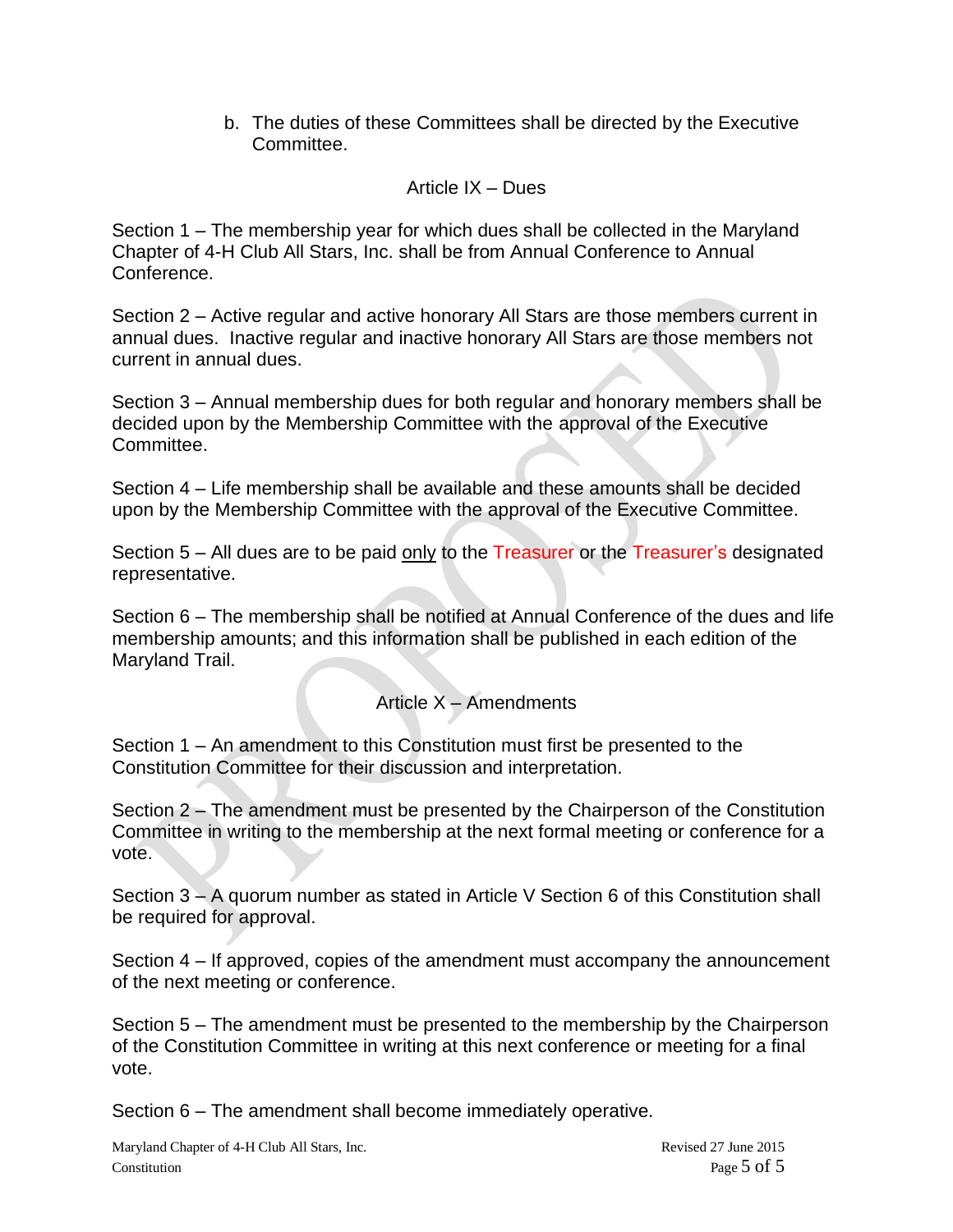b. The duties of these Committees shall be directed by the Executive Committee.

## Article IX – Dues

Section 1 – The membership year for which dues shall be collected in the Maryland Chapter of 4-H Club All Stars, Inc. shall be from Annual Conference to Annual Conference.

Section 2 – Active regular and active honorary All Stars are those members current in annual dues. Inactive regular and inactive honorary All Stars are those members not current in annual dues.

Section 3 – Annual membership dues for both regular and honorary members shall be decided upon by the Membership Committee with the approval of the Executive Committee.

Section 4 – Life membership shall be available and these amounts shall be decided upon by the Membership Committee with the approval of the Executive Committee.

Section 5 – All dues are to be paid only to the Treasurer or the Treasurer's designated representative.

Section 6 – The membership shall be notified at Annual Conference of the dues and life membership amounts; and this information shall be published in each edition of the Maryland Trail.

## Article X – Amendments

Section 1 – An amendment to this Constitution must first be presented to the Constitution Committee for their discussion and interpretation.

Section 2 – The amendment must be presented by the Chairperson of the Constitution Committee in writing to the membership at the next formal meeting or conference for a vote.

Section 3 – A quorum number as stated in Article V Section 6 of this Constitution shall be required for approval.

Section 4 – If approved, copies of the amendment must accompany the announcement of the next meeting or conference.

Section 5 – The amendment must be presented to the membership by the Chairperson of the Constitution Committee in writing at this next conference or meeting for a final vote.

Section 6 – The amendment shall become immediately operative.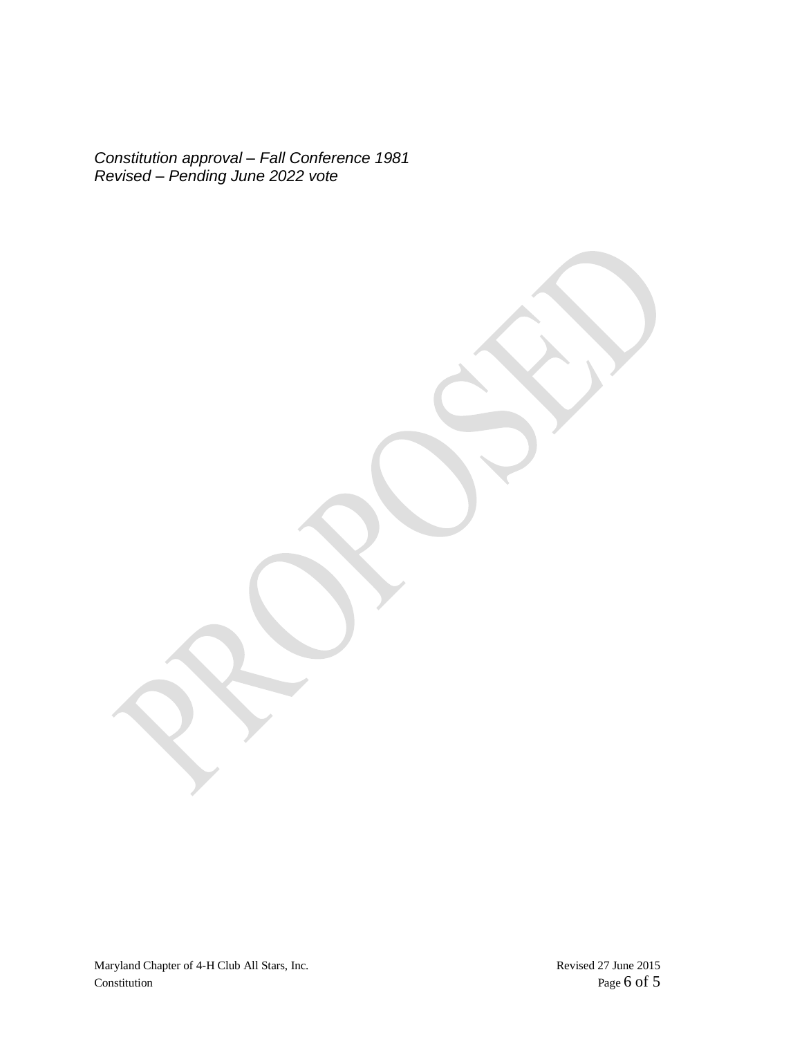*Constitution approval – Fall Conference 1981*
*Revised – Pending June 2022 vote*